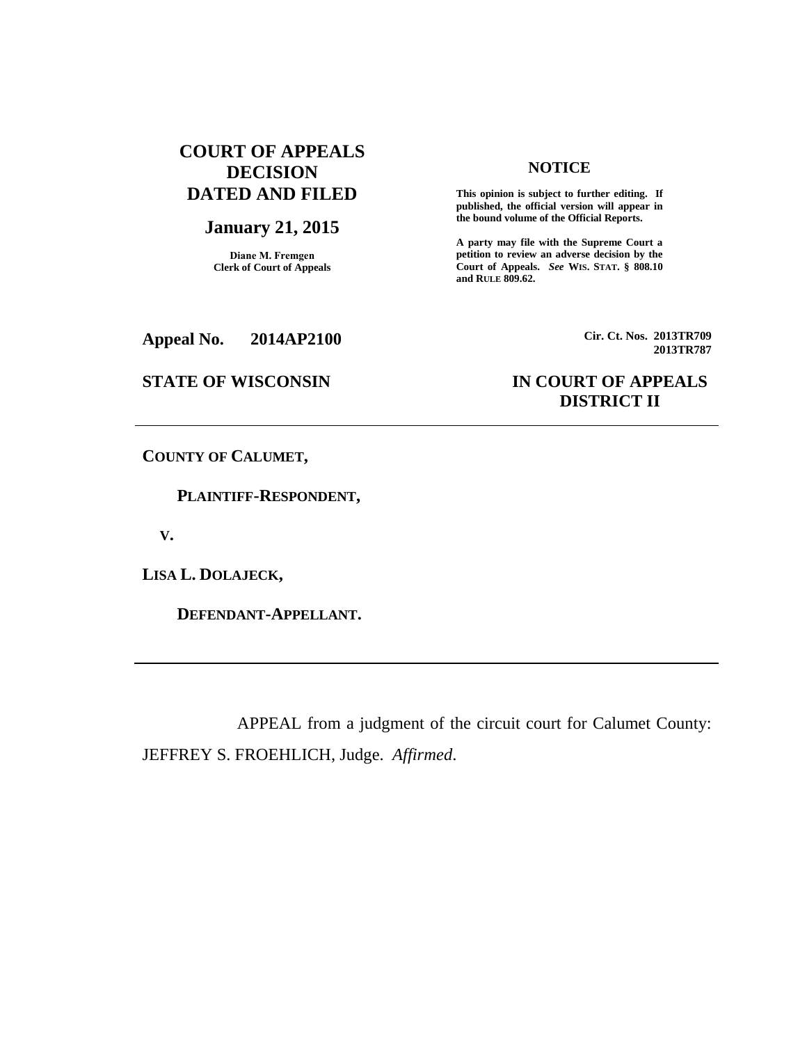# COURT OF APPEALS DECISION DATED AND FILED

## January 21, 2015

Diane M. Fremgen
Clerk of Court of Appeals

**NOTICE**

**This opinion is subject to further editing. If published, the official version will appear in the bound volume of the Official Reports.**

**A party may file with the Supreme Court a petition to review an adverse decision by the Court of Appeals. *See* WIS. STAT. § 808.10 and RULE 809.62.**

**Appeal No. 2014AP2100**

**Cir. Ct. Nos. 2013TR709
2013TR787**

**STATE OF WISCONSIN**

**IN COURT OF APPEALS
DISTRICT II**

---

**COUNTY OF CALUMET,**

**PLAINTIFF-RESPONDENT,**

**V.**

**LISA L. DOLAJECK,**

**DEFENDANT-APPELLANT.**

---

APPEAL from a judgment of the circuit court for Calumet County: JEFFREY S. FROEHLICH, Judge. *Affirmed*.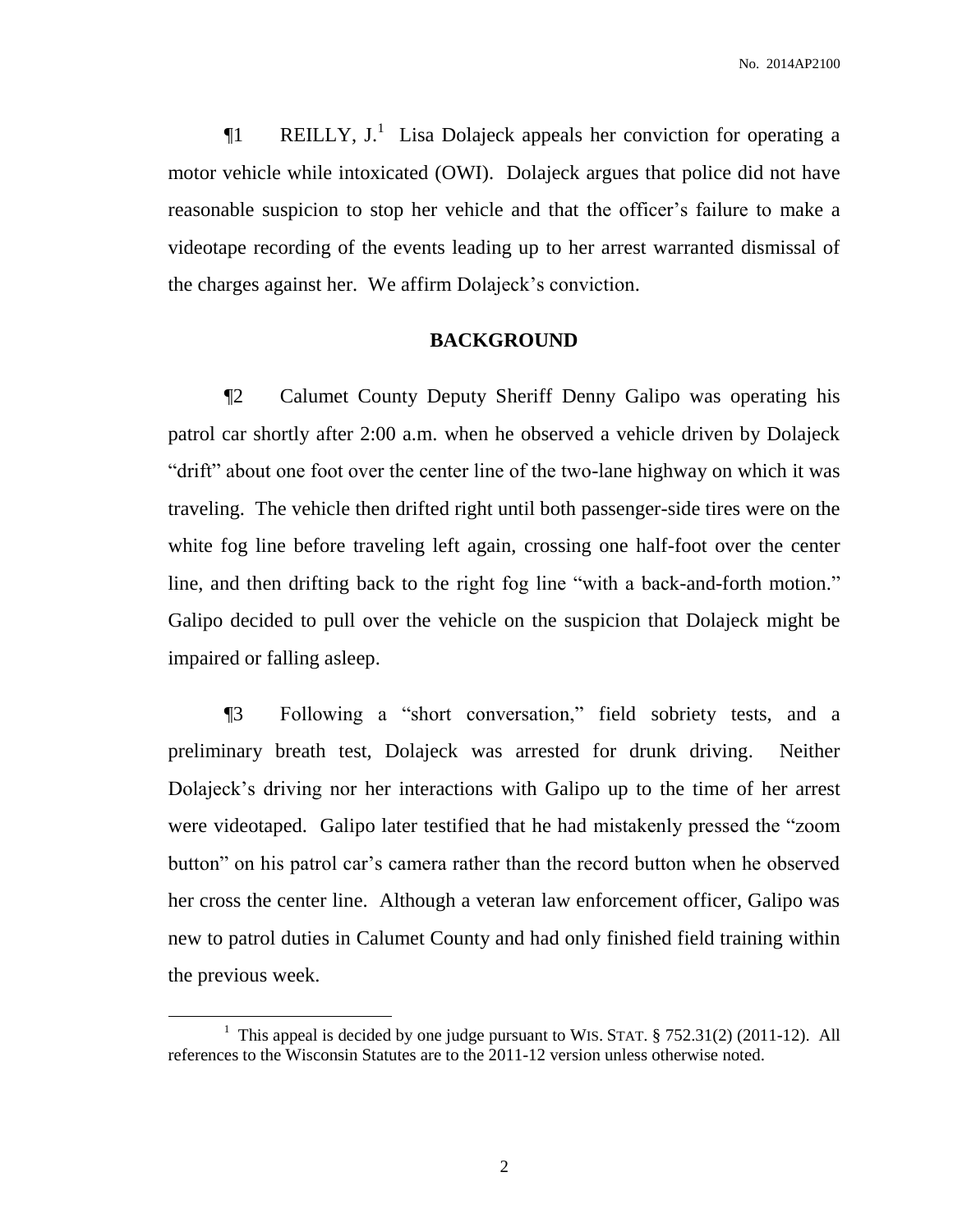¶1 REILLY, J.[1] Lisa Dolajeck appeals her conviction for operating a motor vehicle while intoxicated (OWI). Dolajeck argues that police did not have reasonable suspicion to stop her vehicle and that the officer's failure to make a videotape recording of the events leading up to her arrest warranted dismissal of the charges against her. We affirm Dolajeck's conviction.

## BACKGROUND

¶2 Calumet County Deputy Sheriff Denny Galipo was operating his patrol car shortly after 2:00 a.m. when he observed a vehicle driven by Dolajeck "drift" about one foot over the center line of the two-lane highway on which it was traveling. The vehicle then drifted right until both passenger-side tires were on the white fog line before traveling left again, crossing one half-foot over the center line, and then drifting back to the right fog line "with a back-and-forth motion." Galipo decided to pull over the vehicle on the suspicion that Dolajeck might be impaired or falling asleep.

¶3 Following a "short conversation," field sobriety tests, and a preliminary breath test, Dolajeck was arrested for drunk driving. Neither Dolajeck's driving nor her interactions with Galipo up to the time of her arrest were videotaped. Galipo later testified that he had mistakenly pressed the "zoom button" on his patrol car's camera rather than the record button when he observed her cross the center line. Although a veteran law enforcement officer, Galipo was new to patrol duties in Calumet County and had only finished field training within the previous week.

[1] This appeal is decided by one judge pursuant to WIS. STAT. § 752.31(2) (2011-12). All references to the Wisconsin Statutes are to the 2011-12 version unless otherwise noted.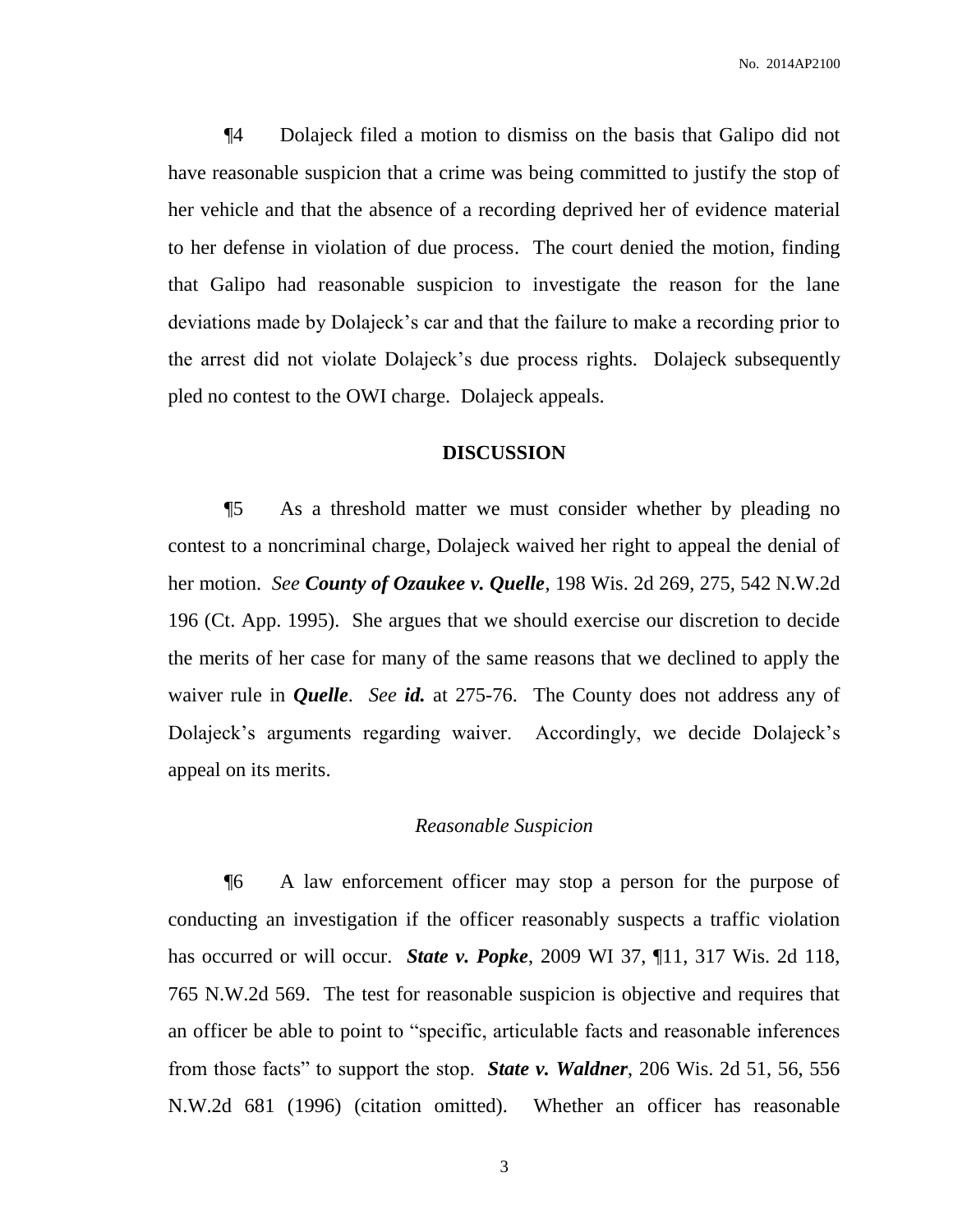¶4 Dolajeck filed a motion to dismiss on the basis that Galipo did not have reasonable suspicion that a crime was being committed to justify the stop of her vehicle and that the absence of a recording deprived her of evidence material to her defense in violation of due process. The court denied the motion, finding that Galipo had reasonable suspicion to investigate the reason for the lane deviations made by Dolajeck's car and that the failure to make a recording prior to the arrest did not violate Dolajeck's due process rights. Dolajeck subsequently pled no contest to the OWI charge. Dolajeck appeals.

## DISCUSSION

¶5 As a threshold matter we must consider whether by pleading no contest to a noncriminal charge, Dolajeck waived her right to appeal the denial of her motion. *See* ***County of Ozaukee v. Quelle***, 198 Wis. 2d 269, 275, 542 N.W.2d 196 (Ct. App. 1995). She argues that we should exercise our discretion to decide the merits of her case for many of the same reasons that we declined to apply the waiver rule in ***Quelle***. *See* ***id.*** at 275-76. The County does not address any of Dolajeck's arguments regarding waiver. Accordingly, we decide Dolajeck's appeal on its merits.

### *Reasonable Suspicion*

¶6 A law enforcement officer may stop a person for the purpose of conducting an investigation if the officer reasonably suspects a traffic violation has occurred or will occur. ***State v. Popke***, 2009 WI 37, ¶11, 317 Wis. 2d 118, 765 N.W.2d 569. The test for reasonable suspicion is objective and requires that an officer be able to point to "specific, articulable facts and reasonable inferences from those facts" to support the stop. ***State v. Waldner***, 206 Wis. 2d 51, 56, 556 N.W.2d 681 (1996) (citation omitted). Whether an officer has reasonable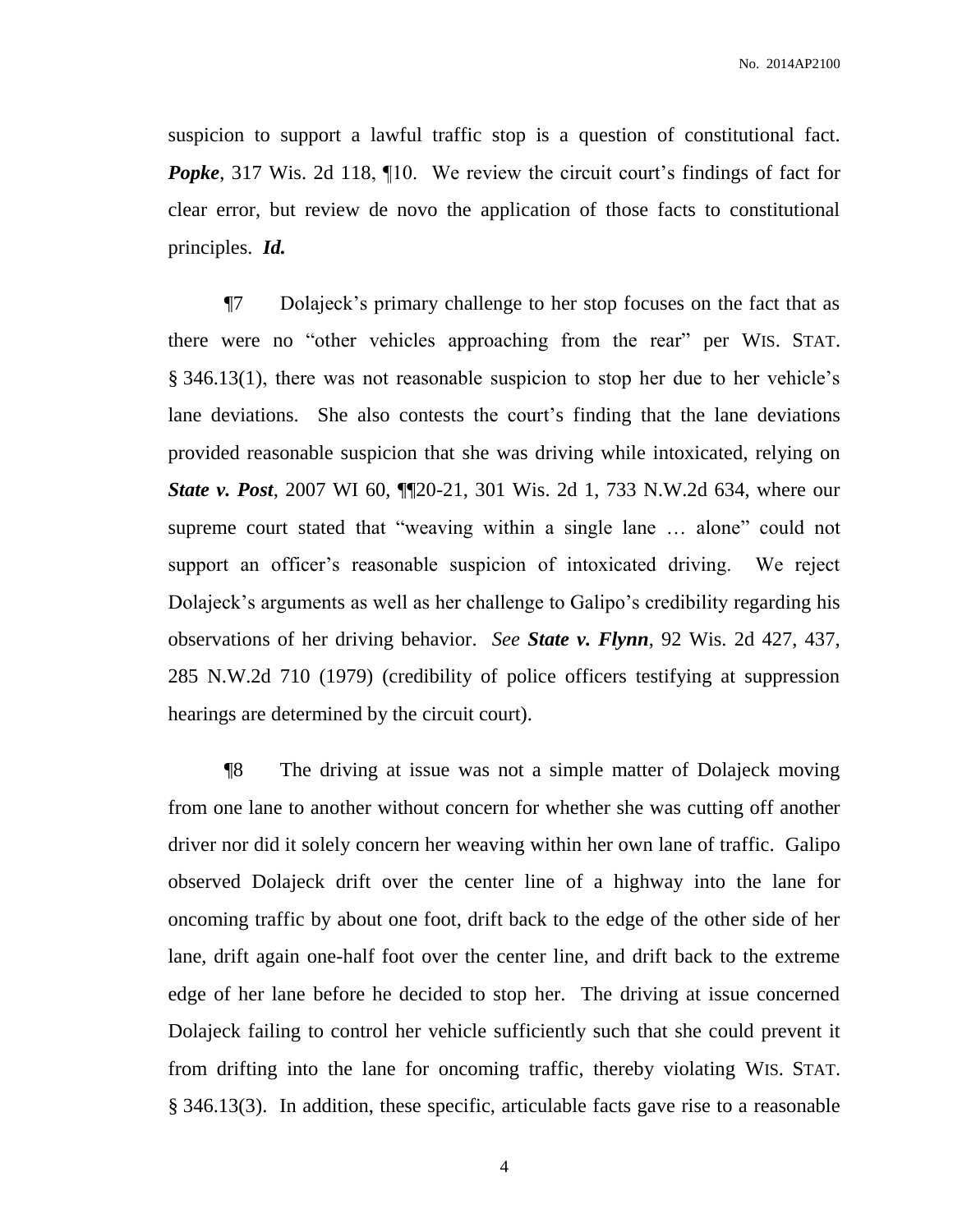suspicion to support a lawful traffic stop is a question of constitutional fact. ***Popke***, 317 Wis. 2d 118, ¶10. We review the circuit court's findings of fact for clear error, but review de novo the application of those facts to constitutional principles. ***Id.***

¶7 Dolajeck's primary challenge to her stop focuses on the fact that as there were no "other vehicles approaching from the rear" per WIS. STAT. § 346.13(1), there was not reasonable suspicion to stop her due to her vehicle's lane deviations. She also contests the court's finding that the lane deviations provided reasonable suspicion that she was driving while intoxicated, relying on ***State v. Post***, 2007 WI 60, ¶¶20-21, 301 Wis. 2d 1, 733 N.W.2d 634, where our supreme court stated that "weaving within a single lane … alone" could not support an officer's reasonable suspicion of intoxicated driving. We reject Dolajeck's arguments as well as her challenge to Galipo's credibility regarding his observations of her driving behavior. *See* ***State v. Flynn***, 92 Wis. 2d 427, 437, 285 N.W.2d 710 (1979) (credibility of police officers testifying at suppression hearings are determined by the circuit court).

¶8 The driving at issue was not a simple matter of Dolajeck moving from one lane to another without concern for whether she was cutting off another driver nor did it solely concern her weaving within her own lane of traffic. Galipo observed Dolajeck drift over the center line of a highway into the lane for oncoming traffic by about one foot, drift back to the edge of the other side of her lane, drift again one-half foot over the center line, and drift back to the extreme edge of her lane before he decided to stop her. The driving at issue concerned Dolajeck failing to control her vehicle sufficiently such that she could prevent it from drifting into the lane for oncoming traffic, thereby violating WIS. STAT. § 346.13(3). In addition, these specific, articulable facts gave rise to a reasonable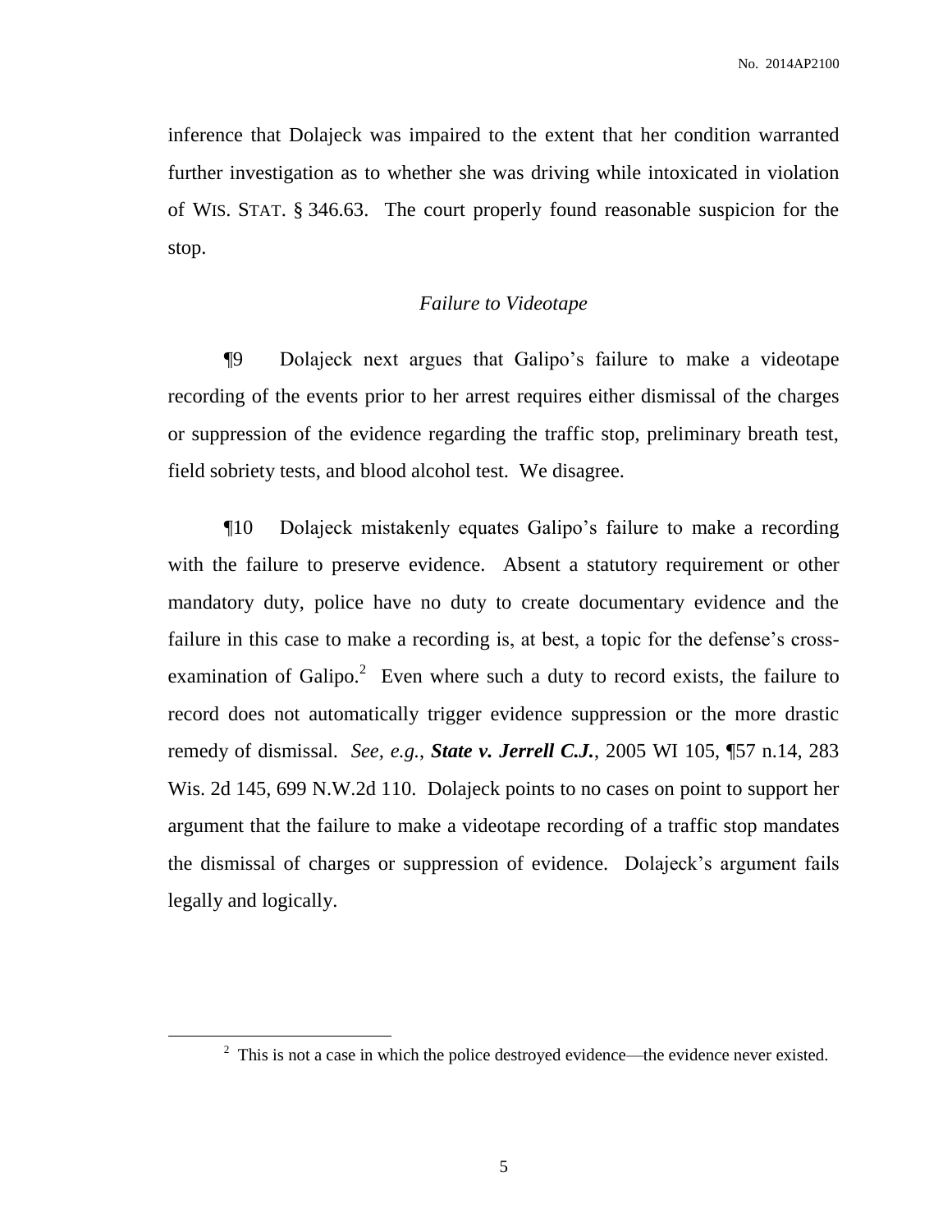inference that Dolajeck was impaired to the extent that her condition warranted further investigation as to whether she was driving while intoxicated in violation of WIS. STAT. § 346.63. The court properly found reasonable suspicion for the stop.

*Failure to Videotape*

¶9 Dolajeck next argues that Galipo's failure to make a videotape recording of the events prior to her arrest requires either dismissal of the charges or suppression of the evidence regarding the traffic stop, preliminary breath test, field sobriety tests, and blood alcohol test. We disagree.

¶10 Dolajeck mistakenly equates Galipo's failure to make a recording with the failure to preserve evidence. Absent a statutory requirement or other mandatory duty, police have no duty to create documentary evidence and the failure in this case to make a recording is, at best, a topic for the defense's cross-examination of Galipo.[2] Even where such a duty to record exists, the failure to record does not automatically trigger evidence suppression or the more drastic remedy of dismissal. *See, e.g.*, ***State v. Jerrell C.J.***, 2005 WI 105, ¶57 n.14, 283 Wis. 2d 145, 699 N.W.2d 110. Dolajeck points to no cases on point to support her argument that the failure to make a videotape recording of a traffic stop mandates the dismissal of charges or suppression of evidence. Dolajeck's argument fails legally and logically.

---

[2] This is not a case in which the police destroyed evidence—the evidence never existed.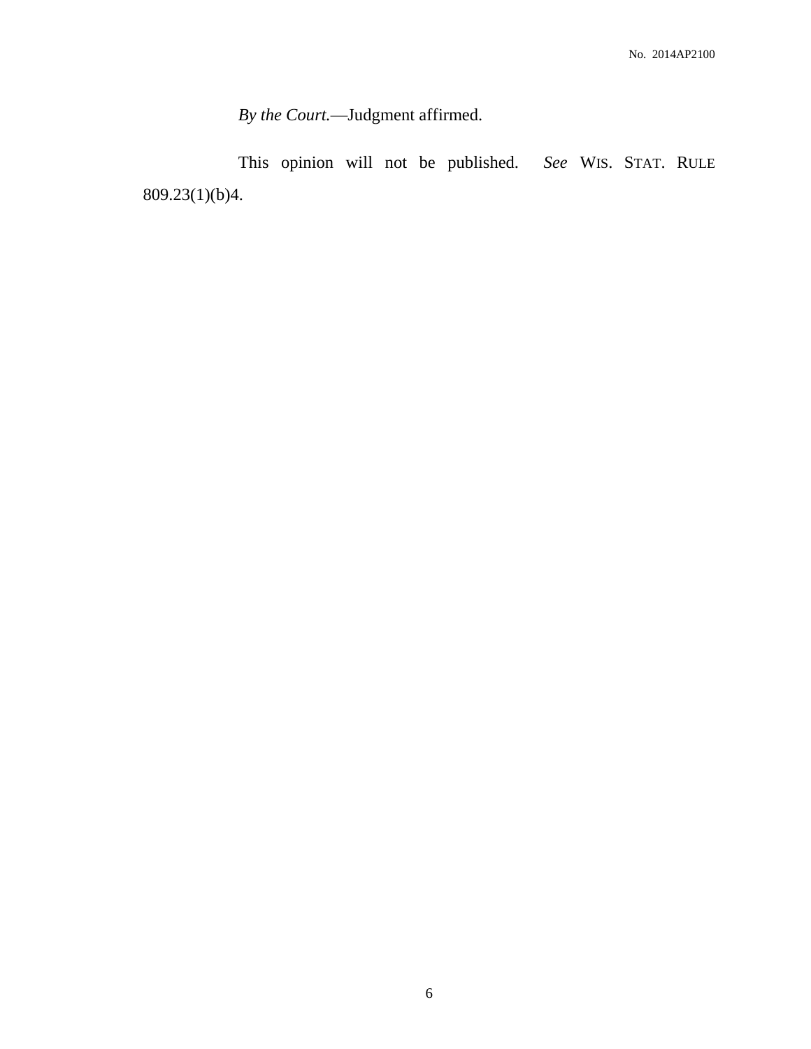*By the Court.*—Judgment affirmed.

This opinion will not be published. *See* WIS. STAT. RULE 809.23(1)(b)4.